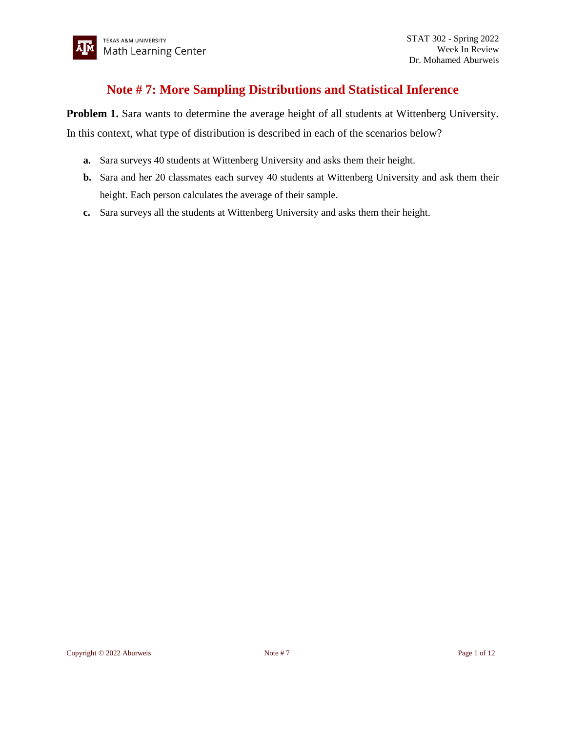# Note # 7: More Sampling Distributions and Statistical Inference

**Problem 1.** Sara wants to determine the average height of all students at Wittenberg University. In this context, what type of distribution is described in each of the scenarios below?

**a.** Sara surveys 40 students at Wittenberg University and asks them their height.

**b.** Sara and her 20 classmates each survey 40 students at Wittenberg University and ask them their height. Each person calculates the average of their sample.

**c.** Sara surveys all the students at Wittenberg University and asks them their height.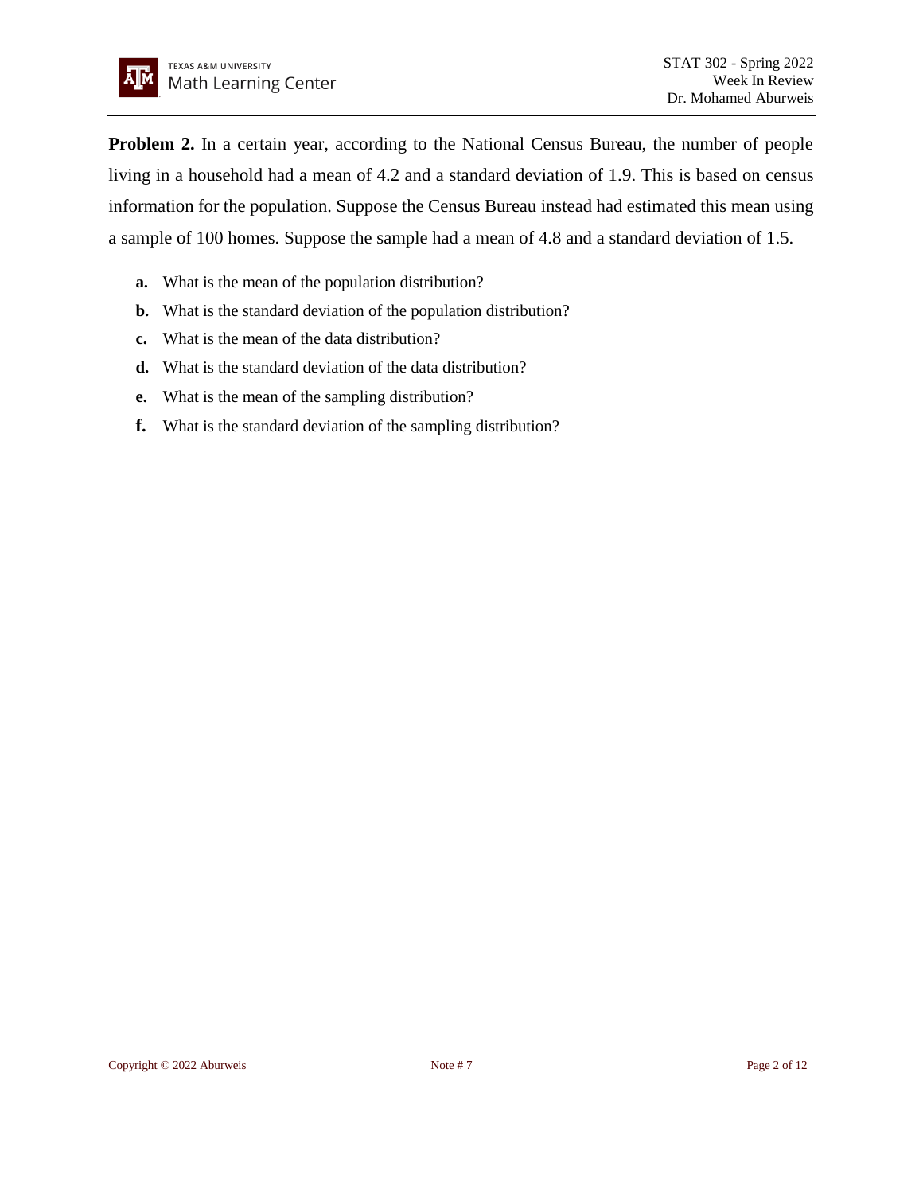**Problem 2.** In a certain year, according to the National Census Bureau, the number of people living in a household had a mean of 4.2 and a standard deviation of 1.9. This is based on census information for the population. Suppose the Census Bureau instead had estimated this mean using a sample of 100 homes. Suppose the sample had a mean of 4.8 and a standard deviation of 1.5.

- **a.** What is the mean of the population distribution?
- **b.** What is the standard deviation of the population distribution?
- **c.** What is the mean of the data distribution?
- **d.** What is the standard deviation of the data distribution?
- **e.** What is the mean of the sampling distribution?
- **f.** What is the standard deviation of the sampling distribution?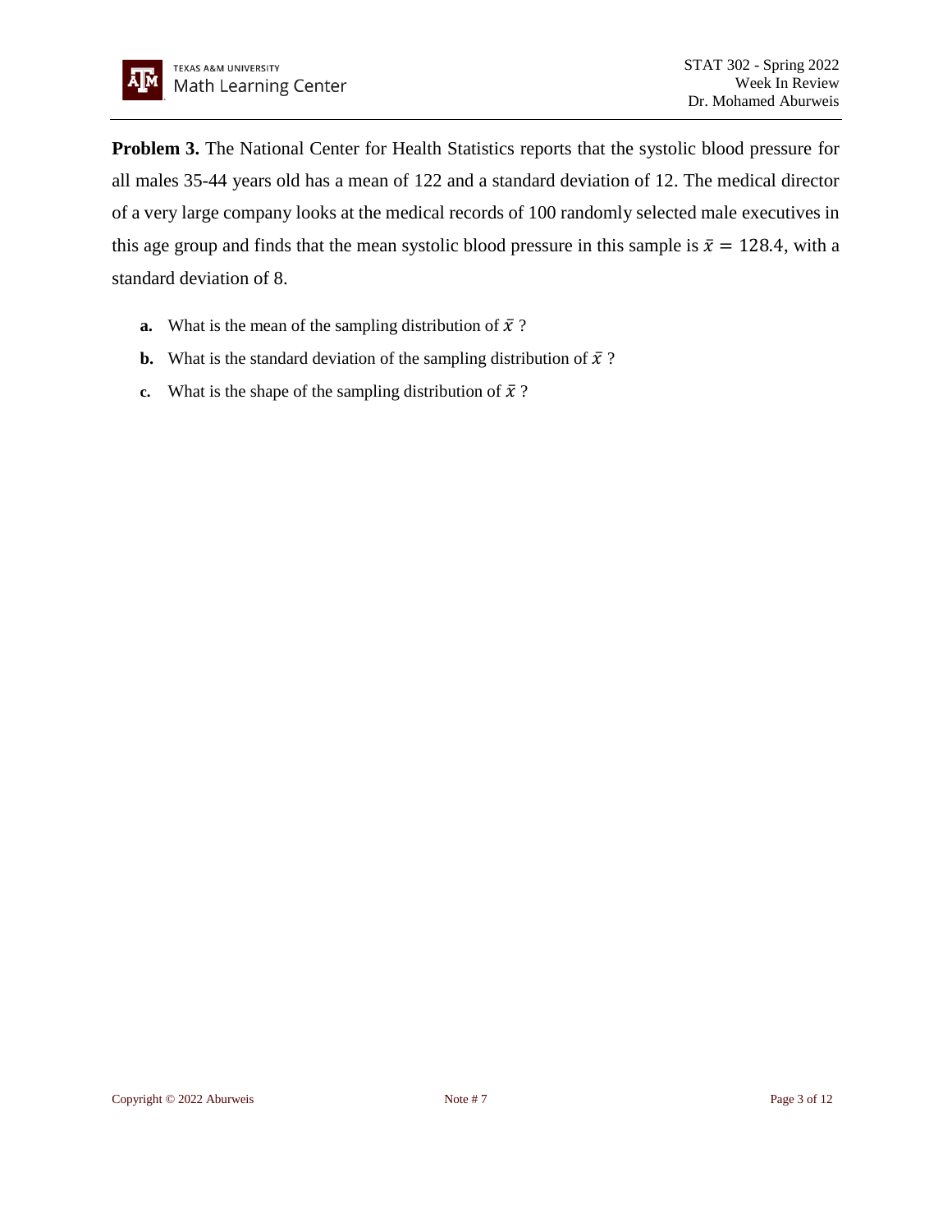**Problem 3.** The National Center for Health Statistics reports that the systolic blood pressure for all males 35-44 years old has a mean of 122 and a standard deviation of 12. The medical director of a very large company looks at the medical records of 100 randomly selected male executives in this age group and finds that the mean systolic blood pressure in this sample is $\bar{x} = 128.4$, with a standard deviation of 8.

- **a.** What is the mean of the sampling distribution of $\bar{x}$ ?
- **b.** What is the standard deviation of the sampling distribution of $\bar{x}$ ?
- **c.** What is the shape of the sampling distribution of $\bar{x}$ ?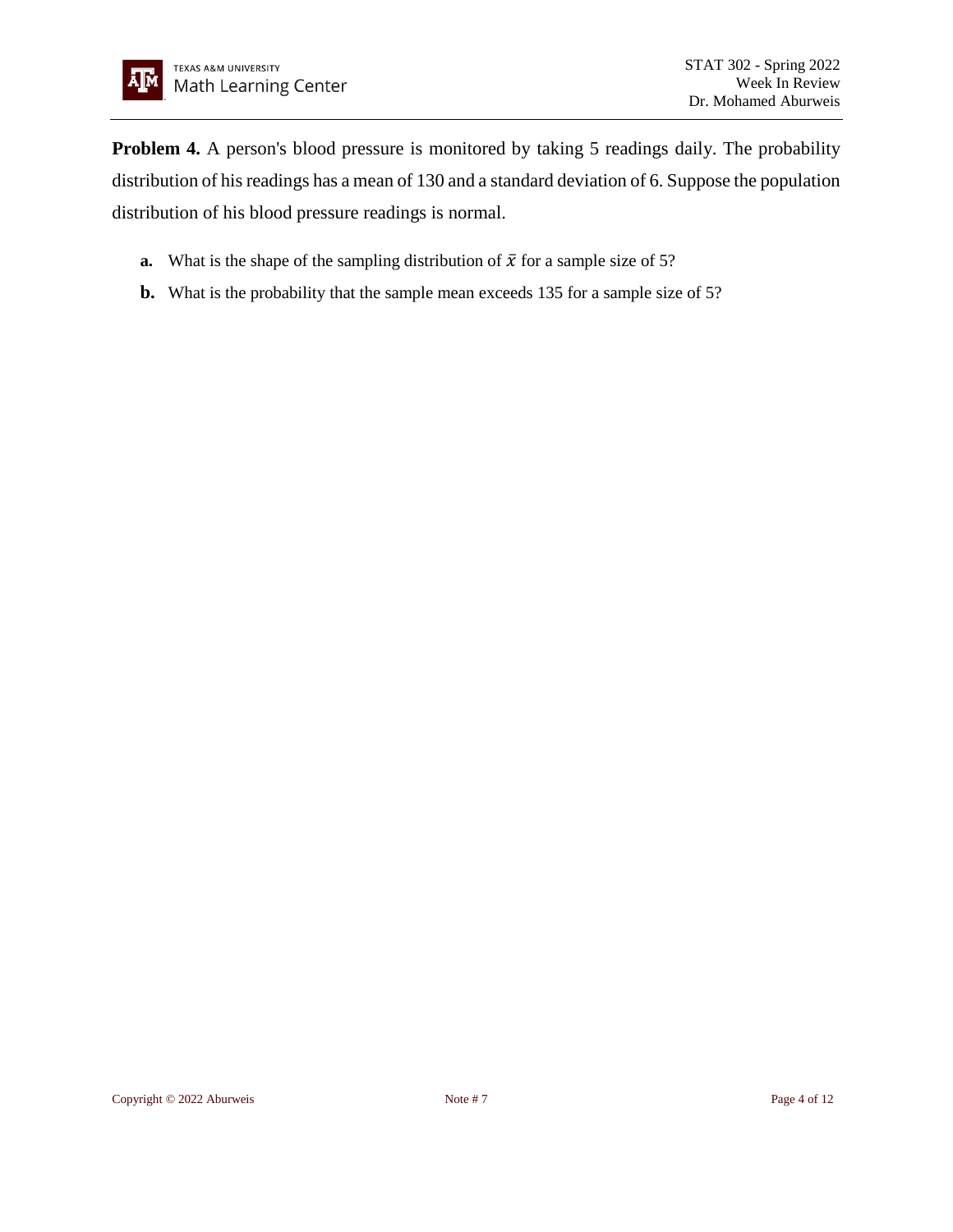**Problem 4.** A person's blood pressure is monitored by taking 5 readings daily. The probability distribution of his readings has a mean of 130 and a standard deviation of 6. Suppose the population distribution of his blood pressure readings is normal.

- **a.** What is the shape of the sampling distribution of $\bar{x}$ for a sample size of 5?
- **b.** What is the probability that the sample mean exceeds 135 for a sample size of 5?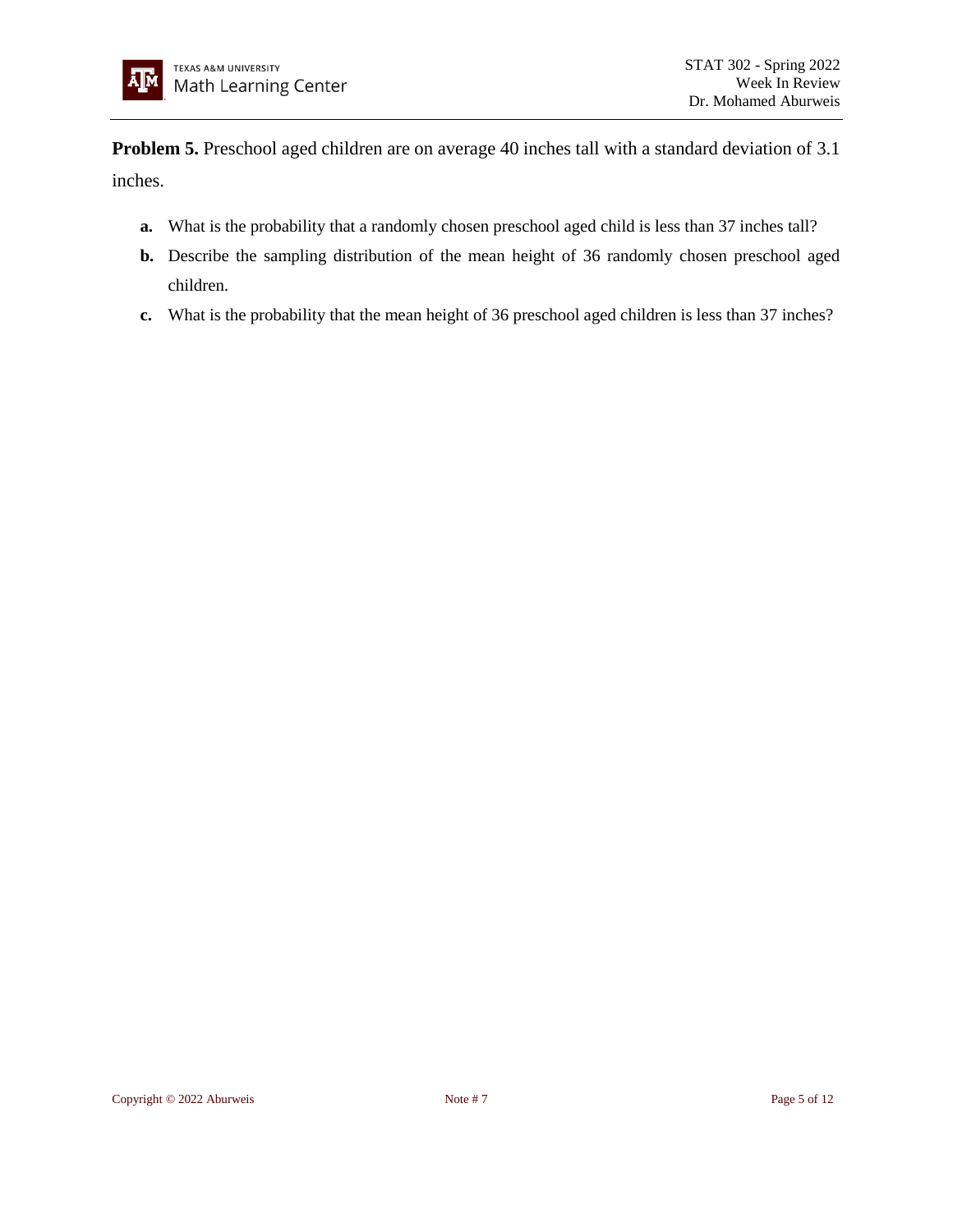**Problem 5.** Preschool aged children are on average 40 inches tall with a standard deviation of 3.1 inches.

- **a.** What is the probability that a randomly chosen preschool aged child is less than 37 inches tall?
- **b.** Describe the sampling distribution of the mean height of 36 randomly chosen preschool aged children.
- **c.** What is the probability that the mean height of 36 preschool aged children is less than 37 inches?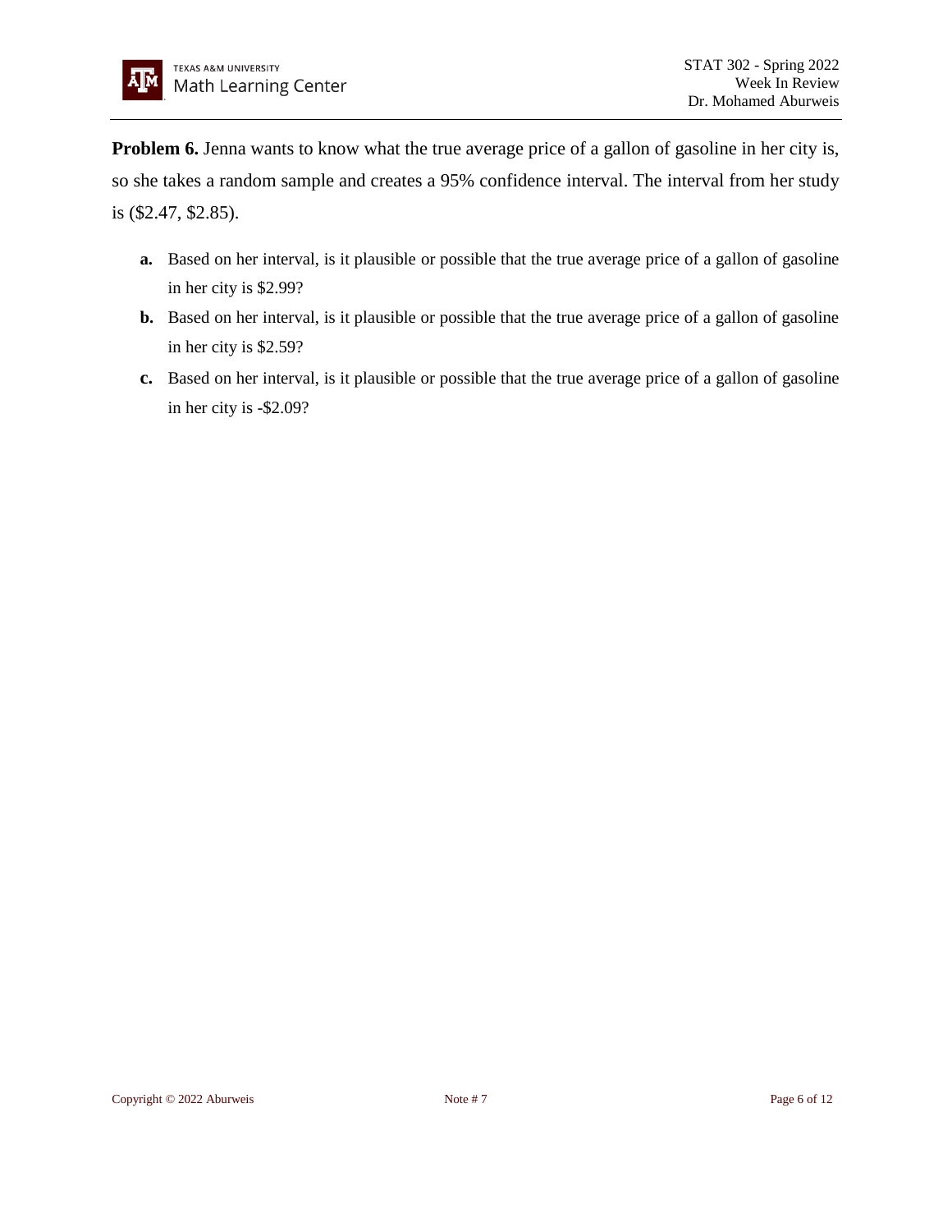**Problem 6.** Jenna wants to know what the true average price of a gallon of gasoline in her city is, so she takes a random sample and creates a 95% confidence interval. The interval from her study is ($2.47, $2.85).

**a.** Based on her interval, is it plausible or possible that the true average price of a gallon of gasoline in her city is $2.99?

**b.** Based on her interval, is it plausible or possible that the true average price of a gallon of gasoline in her city is $2.59?

**c.** Based on her interval, is it plausible or possible that the true average price of a gallon of gasoline in her city is -$2.09?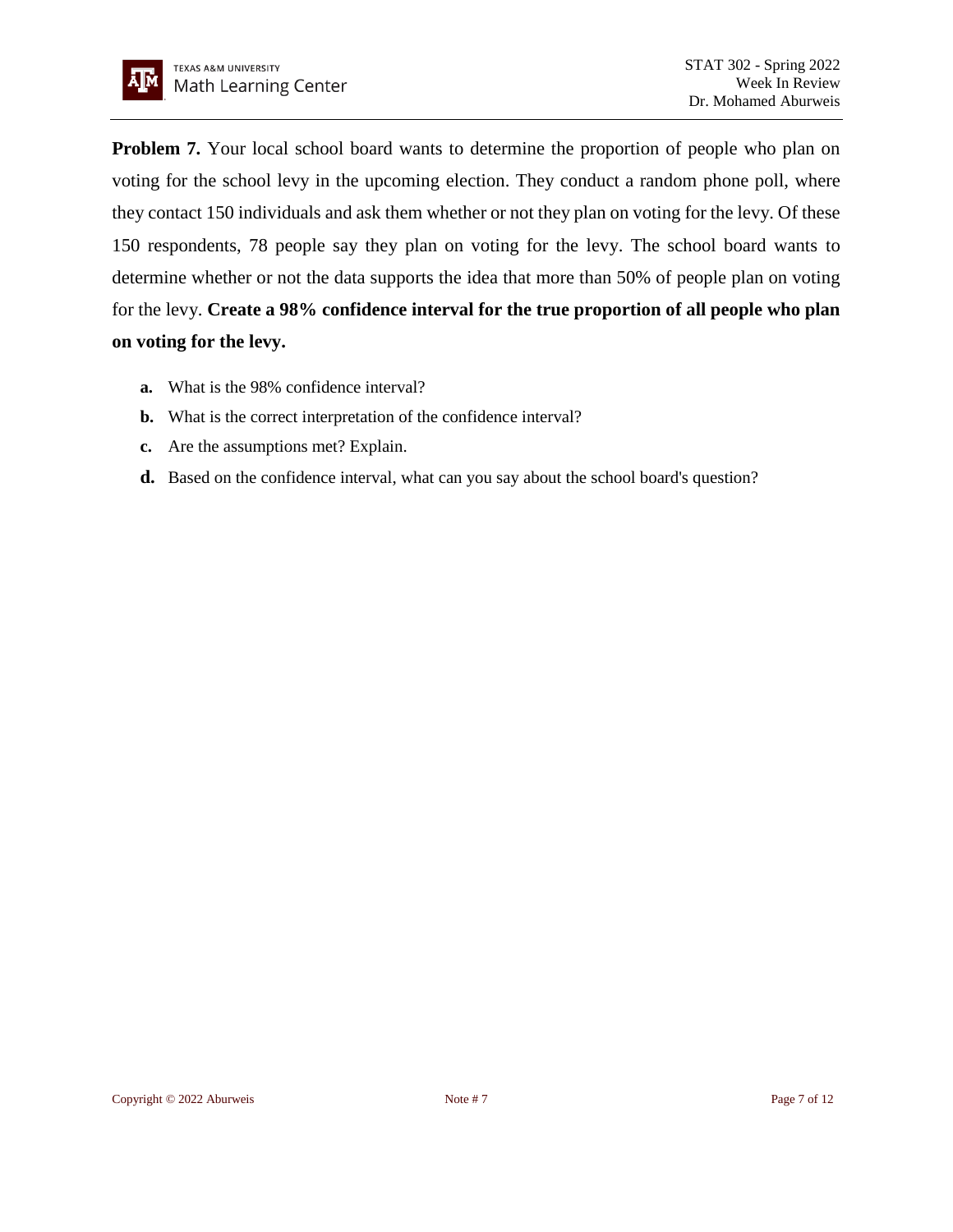**Problem 7.** Your local school board wants to determine the proportion of people who plan on voting for the school levy in the upcoming election. They conduct a random phone poll, where they contact 150 individuals and ask them whether or not they plan on voting for the levy. Of these 150 respondents, 78 people say they plan on voting for the levy. The school board wants to determine whether or not the data supports the idea that more than 50% of people plan on voting for the levy. **Create a 98% confidence interval for the true proportion of all people who plan on voting for the levy.**

- **a.** What is the 98% confidence interval?
- **b.** What is the correct interpretation of the confidence interval?
- **c.** Are the assumptions met? Explain.
- **d.** Based on the confidence interval, what can you say about the school board's question?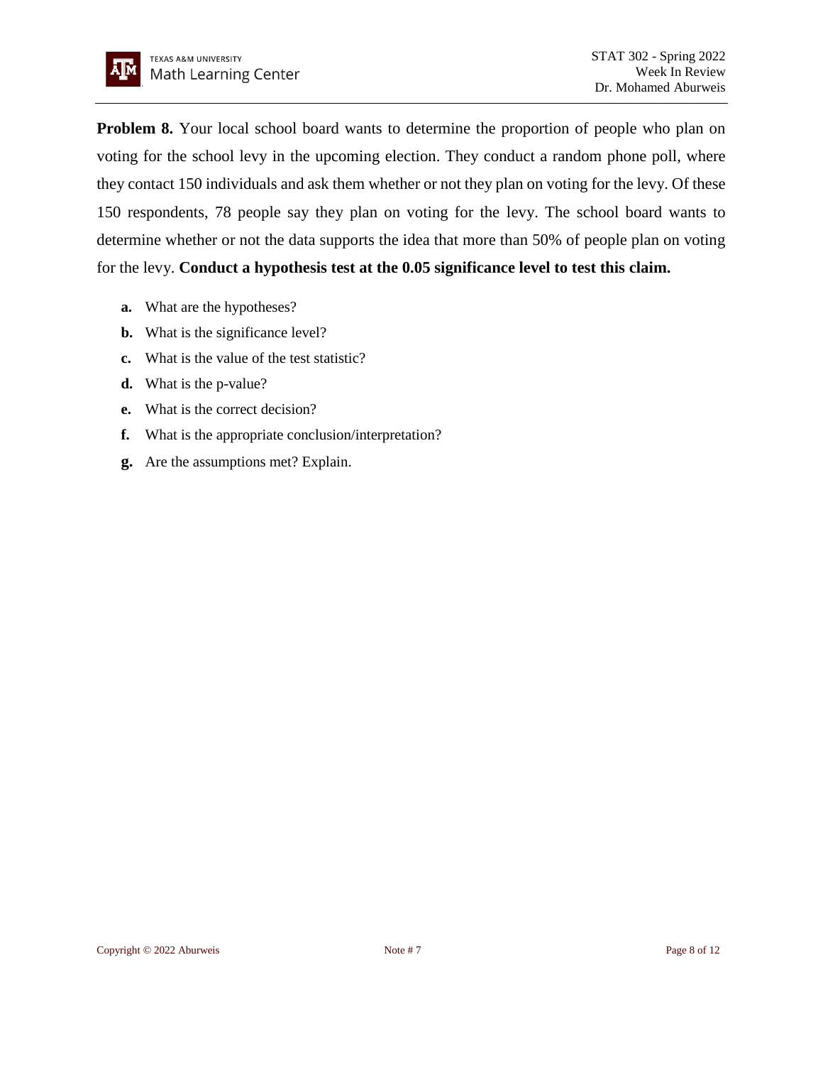**Problem 8.** Your local school board wants to determine the proportion of people who plan on voting for the school levy in the upcoming election. They conduct a random phone poll, where they contact 150 individuals and ask them whether or not they plan on voting for the levy. Of these 150 respondents, 78 people say they plan on voting for the levy. The school board wants to determine whether or not the data supports the idea that more than 50% of people plan on voting for the levy. **Conduct a hypothesis test at the 0.05 significance level to test this claim.**

- **a.** What are the hypotheses?
- **b.** What is the significance level?
- **c.** What is the value of the test statistic?
- **d.** What is the p-value?
- **e.** What is the correct decision?
- **f.** What is the appropriate conclusion/interpretation?
- **g.** Are the assumptions met? Explain.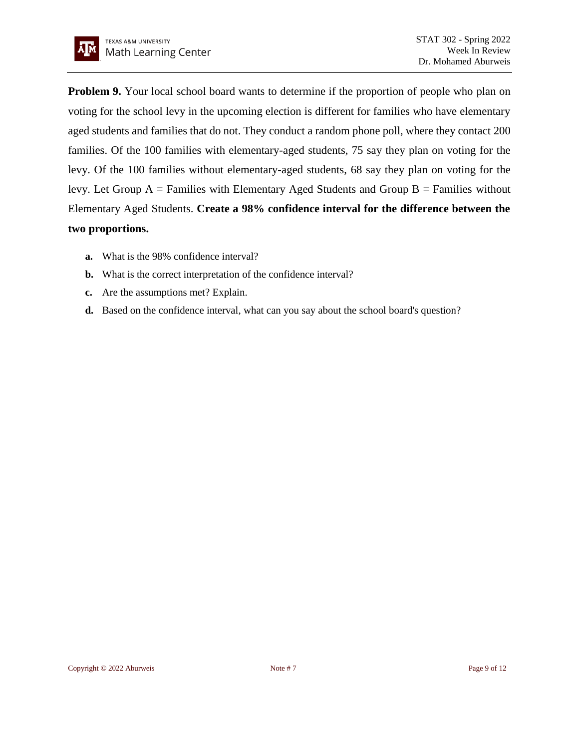**Problem 9.** Your local school board wants to determine if the proportion of people who plan on voting for the school levy in the upcoming election is different for families who have elementary aged students and families that do not. They conduct a random phone poll, where they contact 200 families. Of the 100 families with elementary-aged students, 75 say they plan on voting for the levy. Of the 100 families without elementary-aged students, 68 say they plan on voting for the levy. Let Group A = Families with Elementary Aged Students and Group B = Families without Elementary Aged Students. **Create a 98% confidence interval for the difference between the two proportions.**

**a.** What is the 98% confidence interval?

**b.** What is the correct interpretation of the confidence interval?

**c.** Are the assumptions met? Explain.

**d.** Based on the confidence interval, what can you say about the school board's question?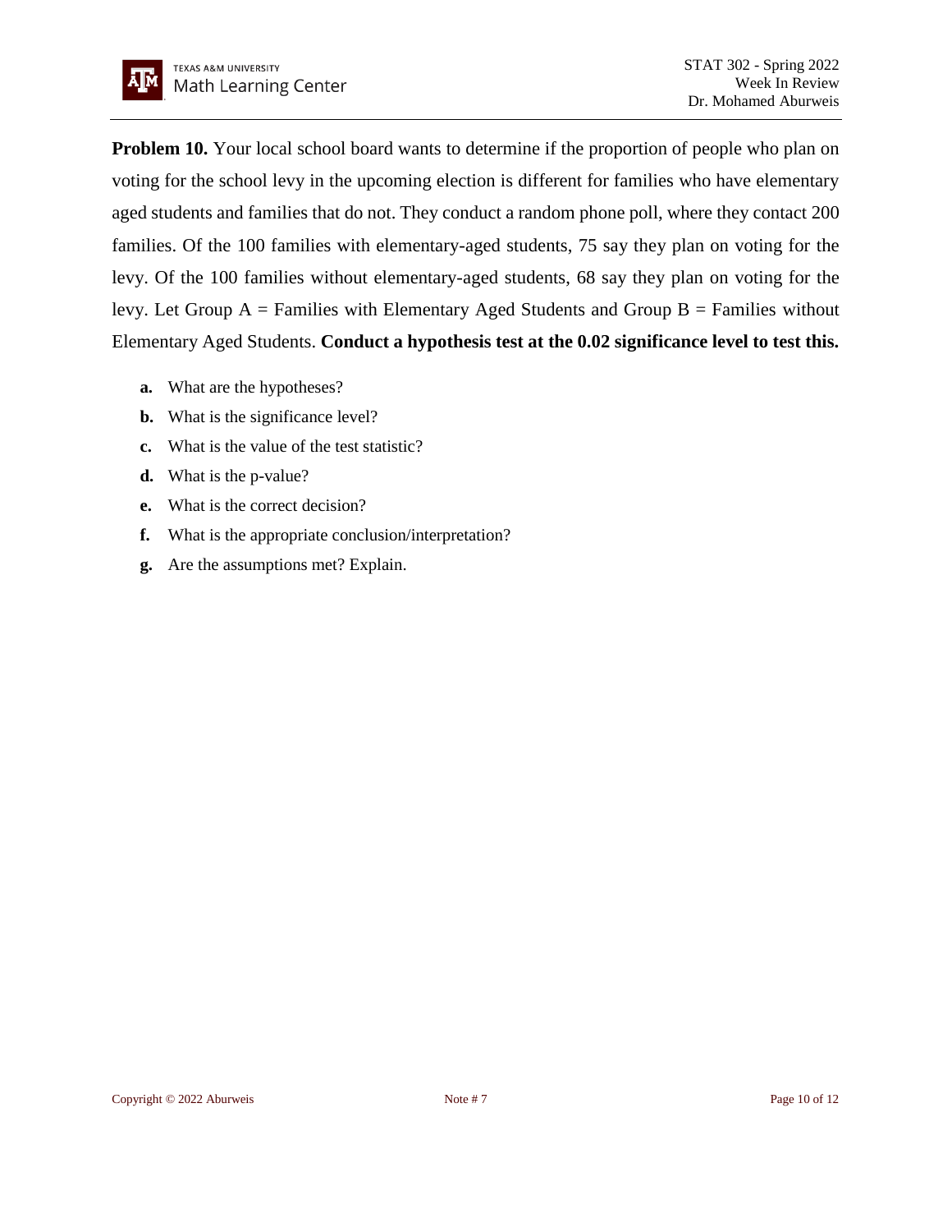**Problem 10.** Your local school board wants to determine if the proportion of people who plan on voting for the school levy in the upcoming election is different for families who have elementary aged students and families that do not. They conduct a random phone poll, where they contact 200 families. Of the 100 families with elementary-aged students, 75 say they plan on voting for the levy. Of the 100 families without elementary-aged students, 68 say they plan on voting for the levy. Let Group A = Families with Elementary Aged Students and Group B = Families without Elementary Aged Students. **Conduct a hypothesis test at the 0.02 significance level to test this.**

- **a.** What are the hypotheses?
- **b.** What is the significance level?
- **c.** What is the value of the test statistic?
- **d.** What is the p-value?
- **e.** What is the correct decision?
- **f.** What is the appropriate conclusion/interpretation?
- **g.** Are the assumptions met? Explain.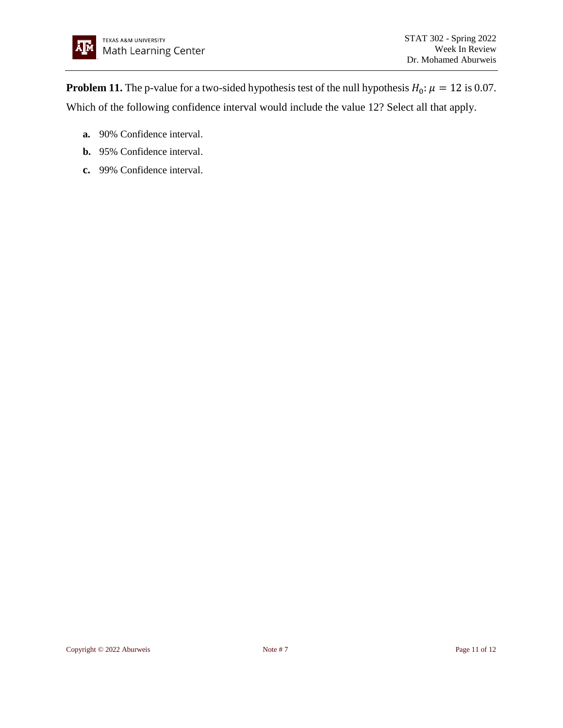**Problem 11.** The p-value for a two-sided hypothesis test of the null hypothesis $H_0: \mu = 12$ is 0.07. Which of the following confidence interval would include the value 12? Select all that apply.

- **a.** 90% Confidence interval.
- **b.** 95% Confidence interval.
- **c.** 99% Confidence interval.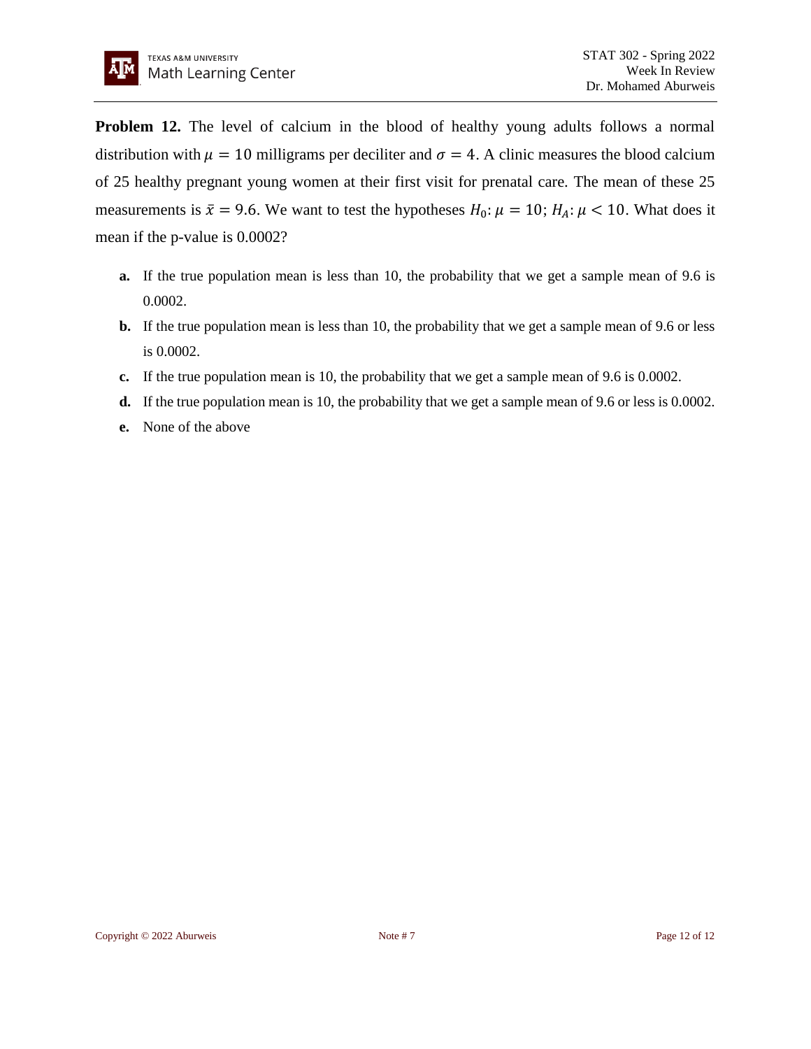**Problem 12.** The level of calcium in the blood of healthy young adults follows a normal distribution with $\mu = 10$ milligrams per deciliter and $\sigma = 4$. A clinic measures the blood calcium of 25 healthy pregnant young women at their first visit for prenatal care. The mean of these 25 measurements is $\bar{x} = 9.6$. We want to test the hypotheses $H_0: \mu = 10$; $H_A: \mu < 10$. What does it mean if the p-value is 0.0002?

**a.** If the true population mean is less than 10, the probability that we get a sample mean of 9.6 is 0.0002.

**b.** If the true population mean is less than 10, the probability that we get a sample mean of 9.6 or less is 0.0002.

**c.** If the true population mean is 10, the probability that we get a sample mean of 9.6 is 0.0002.

**d.** If the true population mean is 10, the probability that we get a sample mean of 9.6 or less is 0.0002.

**e.** None of the above